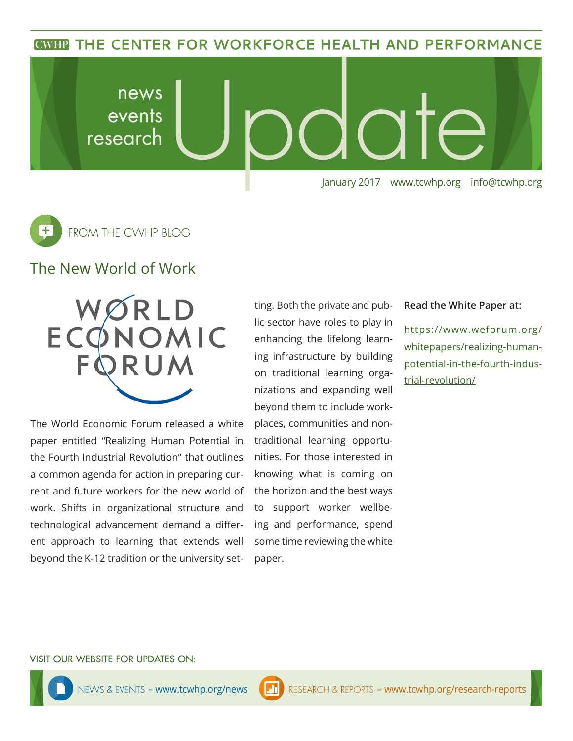CWHP THE CENTER FOR WORKFORCE HEALTH AND PERFORMANCE

# news events research Update

January 2017 www.tcwhp.org info@tcwhp.org

FROM THE CWHP BLOG

## The New World of Work

WORLD ECONOMIC FORUM

The World Economic Forum released a white paper entitled "Realizing Human Potential in the Fourth Industrial Revolution" that outlines a common agenda for action in preparing current and future workers for the new world of work. Shifts in organizational structure and technological advancement demand a different approach to learning that extends well beyond the K-12 tradition or the university setting. Both the private and public sector have roles to play in enhancing the lifelong learning infrastructure by building on traditional learning organizations and expanding well beyond them to include workplaces, communities and non-traditional learning opportunities. For those interested in knowing what is coming on the horizon and the best ways to support worker wellbeing and performance, spend some time reviewing the white paper.

**Read the White Paper at:**

https://www.weforum.org/whitepapers/realizing-human-potential-in-the-fourth-industrial-revolution/

VISIT OUR WEBSITE FOR UPDATES ON:

NEWS & EVENTS – www.tcwhp.org/news

RESEARCH & REPORTS – www.tcwhp.org/research-reports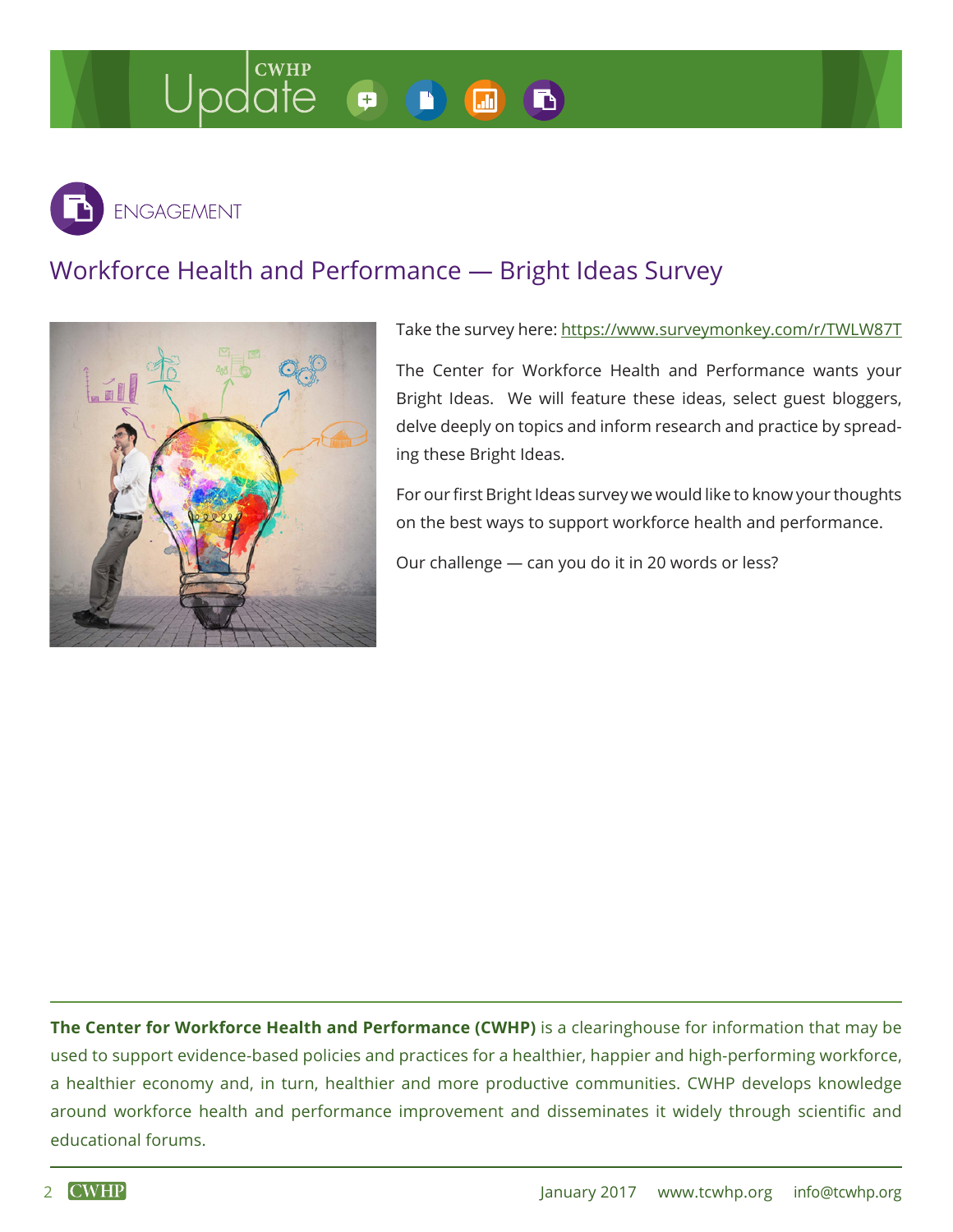## ENGAGEMENT

# Workforce Health and Performance — Bright Ideas Survey

Take the survey here: https://www.surveymonkey.com/r/TWLW87T

The Center for Workforce Health and Performance wants your Bright Ideas. We will feature these ideas, select guest bloggers, delve deeply on topics and inform research and practice by spreading these Bright Ideas.

For our first Bright Ideas survey we would like to know your thoughts on the best ways to support workforce health and performance.

Our challenge — can you do it in 20 words or less?

**The Center for Workforce Health and Performance (CWHP)** is a clearinghouse for information that may be used to support evidence-based policies and practices for a healthier, happier and high-performing workforce, a healthier economy and, in turn, healthier and more productive communities. CWHP develops knowledge around workforce health and performance improvement and disseminates it widely through scientific and educational forums.